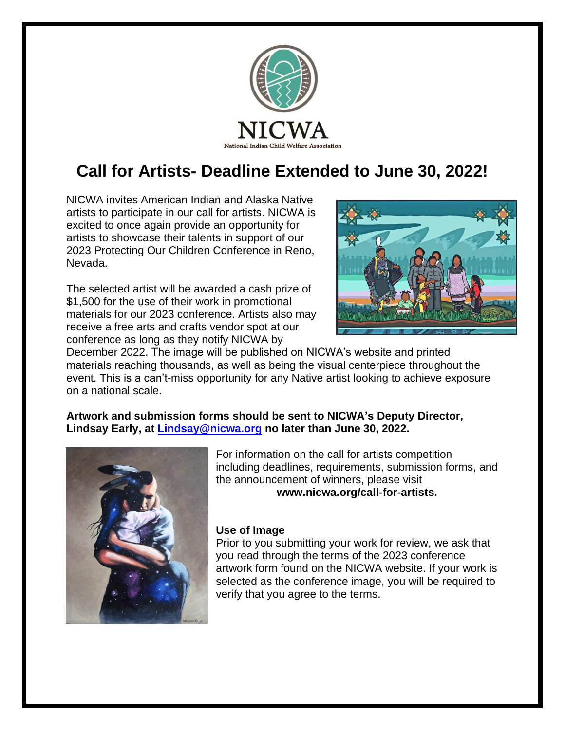NICWA

National Indian Child Welfare Association

# Call for Artists- Deadline Extended to June 30, 2022!

NICWA invites American Indian and Alaska Native artists to participate in our call for artists. NICWA is excited to once again provide an opportunity for artists to showcase their talents in support of our 2023 Protecting Our Children Conference in Reno, Nevada.

The selected artist will be awarded a cash prize of $1,500 for the use of their work in promotional materials for our 2023 conference. Artists also may receive a free arts and crafts vendor spot at our conference as long as they notify NICWA by December 2022. The image will be published on NICWA's website and printed materials reaching thousands, as well as being the visual centerpiece throughout the event. This is a can't-miss opportunity for any Native artist looking to achieve exposure on a national scale.

**Artwork and submission forms should be sent to NICWA's Deputy Director, Lindsay Early, at Lindsay@nicwa.org no later than June 30, 2022.**

For information on the call for artists competition including deadlines, requirements, submission forms, and the announcement of winners, please visit **www.nicwa.org/call-for-artists.**

### Use of Image

Prior to you submitting your work for review, we ask that you read through the terms of the 2023 conference artwork form found on the NICWA website. If your work is selected as the conference image, you will be required to verify that you agree to the terms.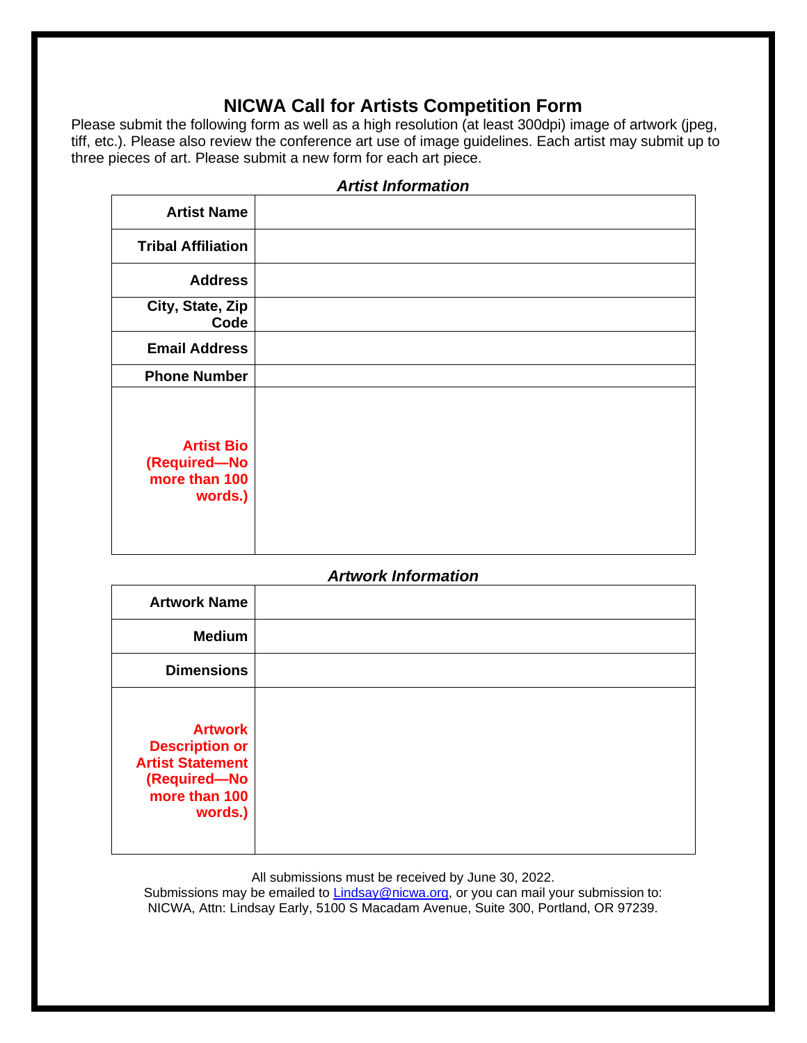# NICWA Call for Artists Competition Form

Please submit the following form as well as a high resolution (at least 300dpi) image of artwork (jpeg, tiff, etc.). Please also review the conference art use of image guidelines. Each artist may submit up to three pieces of art. Please submit a new form for each art piece.

***Artist Information***

| | |
|---|---|
| **Artist Name** | |
| **Tribal Affiliation** | |
| **Address** | |
| **City, State, Zip Code** | |
| **Email Address** | |
| **Phone Number** | |
| **Artist Bio (Required—No more than 100 words.)** | |

***Artwork Information***

| | |
|---|---|
| **Artwork Name** | |
| **Medium** | |
| **Dimensions** | |
| **Artwork Description or Artist Statement (Required—No more than 100 words.)** | |

All submissions must be received by June 30, 2022.
Submissions may be emailed to Lindsay@nicwa.org, or you can mail your submission to:
NICWA, Attn: Lindsay Early, 5100 S Macadam Avenue, Suite 300, Portland, OR 97239.